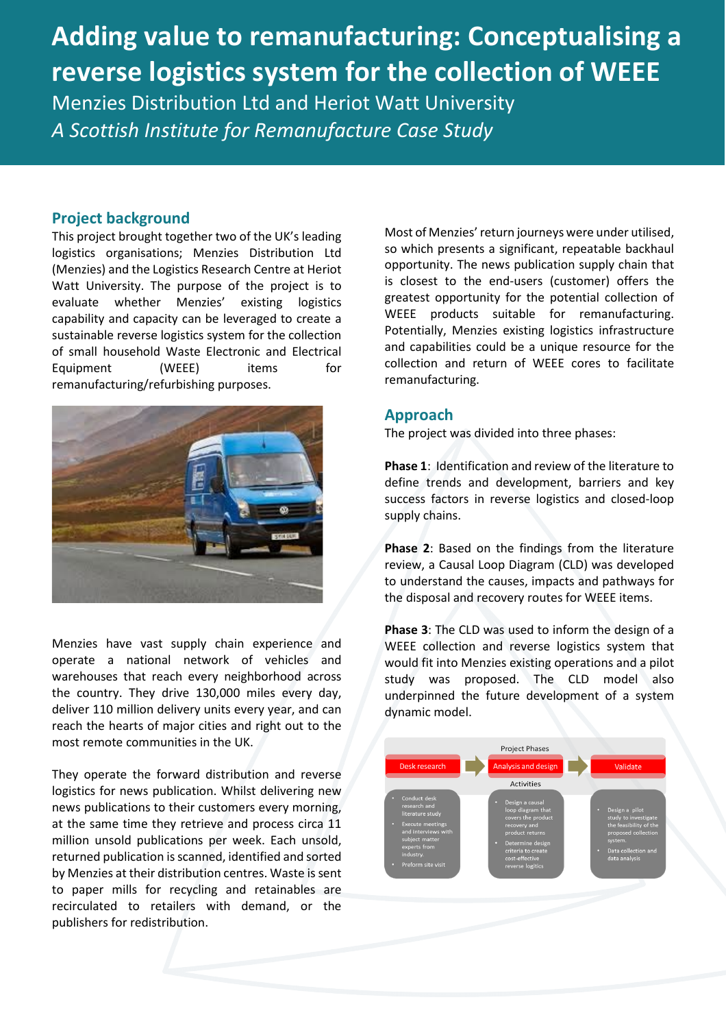# Adding value to remanufacturing: Conceptualising a reverse logistics system for the collection of WEEE

Menzies Distribution Ltd and Heriot Watt University

*A Scottish Institute for Remanufacture Case Study*

## Project background

This project brought together two of the UK's leading logistics organisations; Menzies Distribution Ltd (Menzies) and the Logistics Research Centre at Heriot Watt University. The purpose of the project is to evaluate whether Menzies' existing logistics capability and capacity can be leveraged to create a sustainable reverse logistics system for the collection of small household Waste Electronic and Electrical Equipment (WEEE) items for remanufacturing/refurbishing purposes.

Menzies have vast supply chain experience and operate a national network of vehicles and warehouses that reach every neighborhood across the country. They drive 130,000 miles every day, deliver 110 million delivery units every year, and can reach the hearts of major cities and right out to the most remote communities in the UK.

They operate the forward distribution and reverse logistics for news publication. Whilst delivering new news publications to their customers every morning, at the same time they retrieve and process circa 11 million unsold publications per week. Each unsold, returned publication is scanned, identified and sorted by Menzies at their distribution centres. Waste is sent to paper mills for recycling and retainables are recirculated to retailers with demand, or the publishers for redistribution.

Most of Menzies' return journeys were under utilised, so which presents a significant, repeatable backhaul opportunity. The news publication supply chain that is closest to the end-users (customer) offers the greatest opportunity for the potential collection of WEEE products suitable for remanufacturing. Potentially, Menzies existing logistics infrastructure and capabilities could be a unique resource for the collection and return of WEEE cores to facilitate remanufacturing.

## Approach

The project was divided into three phases:

**Phase 1**: Identification and review of the literature to define trends and development, barriers and key success factors in reverse logistics and closed-loop supply chains.

**Phase 2**: Based on the findings from the literature review, a Causal Loop Diagram (CLD) was developed to understand the causes, impacts and pathways for the disposal and recovery routes for WEEE items.

**Phase 3**: The CLD was used to inform the design of a WEEE collection and reverse logistics system that would fit into Menzies existing operations and a pilot study was proposed. The CLD model also underpinned the future development of a system dynamic model.

Project Phases

| Desk research | Analysis and design | Validate |
|---|---|---|
| Activities | | |
| • Conduct desk research and literature study<br>• Execute meetings and interviews with subject matter experts from industry.<br>• Preform site visit | • Design a causal loop diagram that covers the product recovery and product returns<br>• Determine design criteria to create cost-effective reverse logitics | • Design a pilot study to investigate the feasibility of the proposed collection system.<br>• Data collection and data analysis |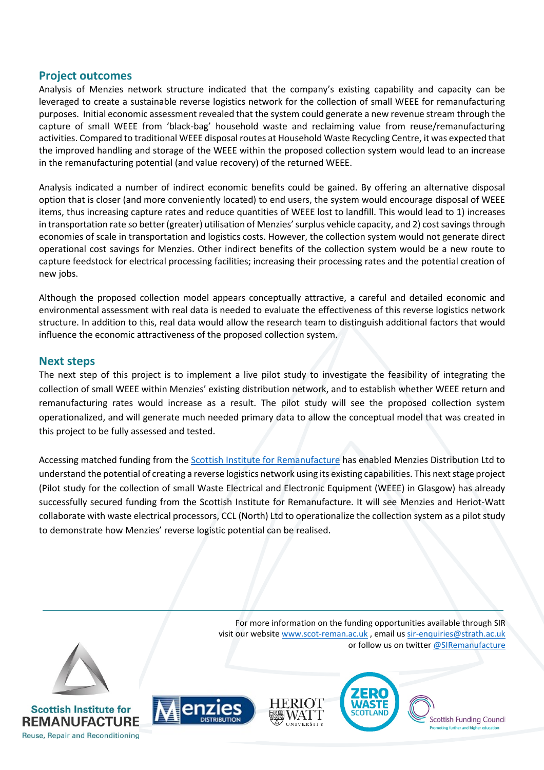## Project outcomes

Analysis of Menzies network structure indicated that the company's existing capability and capacity can be leveraged to create a sustainable reverse logistics network for the collection of small WEEE for remanufacturing purposes. Initial economic assessment revealed that the system could generate a new revenue stream through the capture of small WEEE from 'black-bag' household waste and reclaiming value from reuse/remanufacturing activities. Compared to traditional WEEE disposal routes at Household Waste Recycling Centre, it was expected that the improved handling and storage of the WEEE within the proposed collection system would lead to an increase in the remanufacturing potential (and value recovery) of the returned WEEE.

Analysis indicated a number of indirect economic benefits could be gained. By offering an alternative disposal option that is closer (and more conveniently located) to end users, the system would encourage disposal of WEEE items, thus increasing capture rates and reduce quantities of WEEE lost to landfill. This would lead to 1) increases in transportation rate so better (greater) utilisation of Menzies' surplus vehicle capacity, and 2) cost savings through economies of scale in transportation and logistics costs. However, the collection system would not generate direct operational cost savings for Menzies. Other indirect benefits of the collection system would be a new route to capture feedstock for electrical processing facilities; increasing their processing rates and the potential creation of new jobs.

Although the proposed collection model appears conceptually attractive, a careful and detailed economic and environmental assessment with real data is needed to evaluate the effectiveness of this reverse logistics network structure. In addition to this, real data would allow the research team to distinguish additional factors that would influence the economic attractiveness of the proposed collection system.

## Next steps

The next step of this project is to implement a live pilot study to investigate the feasibility of integrating the collection of small WEEE within Menzies' existing distribution network, and to establish whether WEEE return and remanufacturing rates would increase as a result. The pilot study will see the proposed collection system operationalized, and will generate much needed primary data to allow the conceptual model that was created in this project to be fully assessed and tested.

Accessing matched funding from the Scottish Institute for Remanufacture has enabled Menzies Distribution Ltd to understand the potential of creating a reverse logistics network using its existing capabilities. This next stage project (Pilot study for the collection of small Waste Electrical and Electronic Equipment (WEEE) in Glasgow) has already successfully secured funding from the Scottish Institute for Remanufacture. It will see Menzies and Heriot-Watt collaborate with waste electrical processors, CCL (North) Ltd to operationalize the collection system as a pilot study to demonstrate how Menzies' reverse logistic potential can be realised.

For more information on the funding opportunities available through SIR visit our website www.scot-reman.ac.uk , email us sir-enquiries@strath.ac.uk or follow us on twitter @SIRemanufacture

Scottish Institute for REMANUFACTURE
Reuse, Repair and Reconditioning

Menzies DISTRIBUTION

HERIOT WATT UNIVERSITY

ZERO WASTE SCOTLAND

Scottish Funding Council
Promoting further and higher education